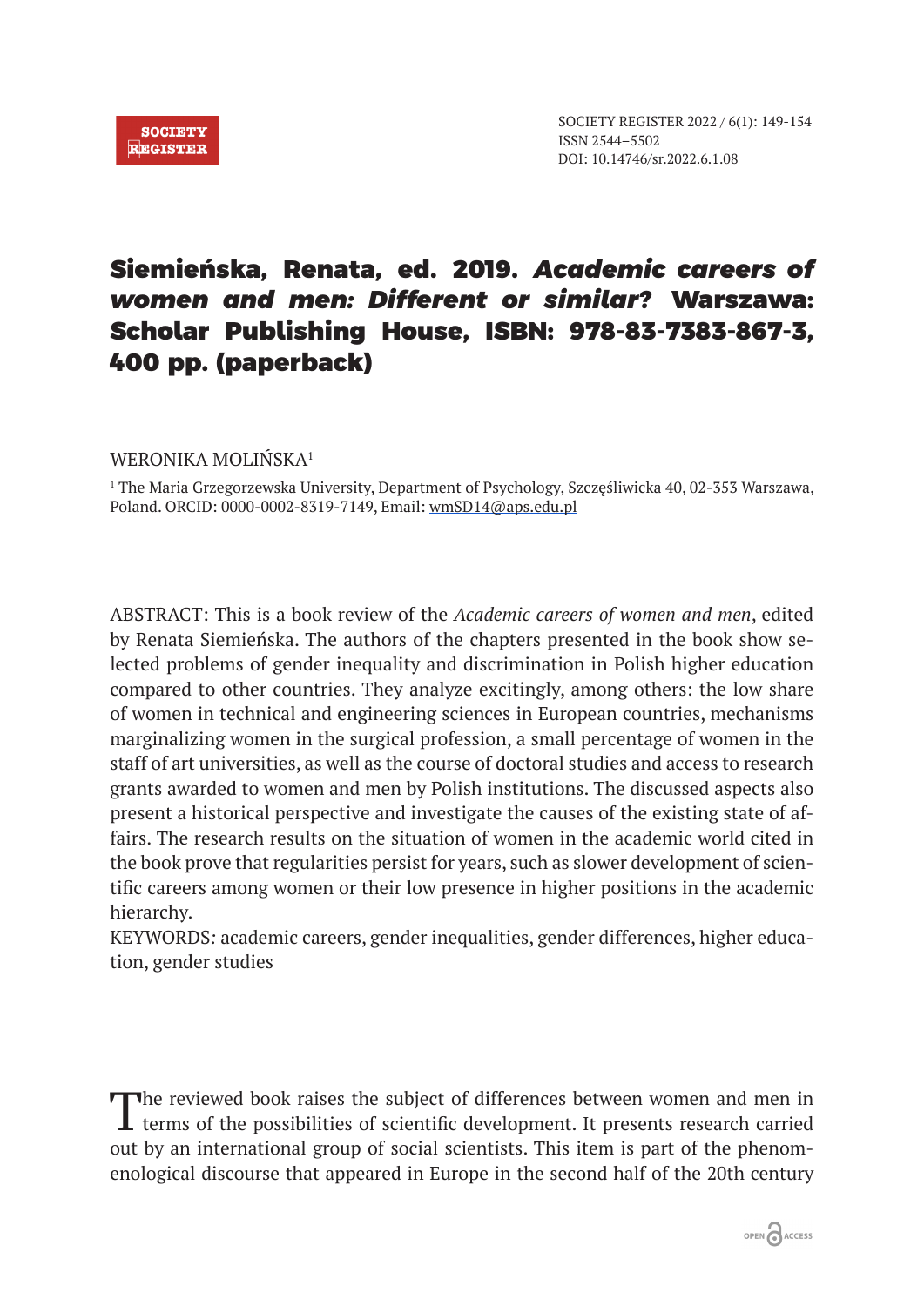# Siemieńska, Renata, ed. 2019. *Academic careers of women and men: Different or similar?* Warszawa: Scholar Publishing House, ISBN: 978-83-7383-867-3, 400 pp. (paperback)

WERONIKA MOLIŃSKA[1]

[1] The Maria Grzegorzewska University, Department of Psychology, Szczęśliwicka 40, 02-353 Warszawa, Poland. ORCID: 0000-0002-8319-7149, Email: wmSD14@aps.edu.pl

ABSTRACT: This is a book review of the *Academic careers of women and men*, edited by Renata Siemieńska. The authors of the chapters presented in the book show selected problems of gender inequality and discrimination in Polish higher education compared to other countries. They analyze excitingly, among others: the low share of women in technical and engineering sciences in European countries, mechanisms marginalizing women in the surgical profession, a small percentage of women in the staff of art universities, as well as the course of doctoral studies and access to research grants awarded to women and men by Polish institutions. The discussed aspects also present a historical perspective and investigate the causes of the existing state of affairs. The research results on the situation of women in the academic world cited in the book prove that regularities persist for years, such as slower development of scientific careers among women or their low presence in higher positions in the academic hierarchy.

KEYWORDS: academic careers, gender inequalities, gender differences, higher education, gender studies

The reviewed book raises the subject of differences between women and men in terms of the possibilities of scientific development. It presents research carried out by an international group of social scientists. This item is part of the phenomenological discourse that appeared in Europe in the second half of the 20th century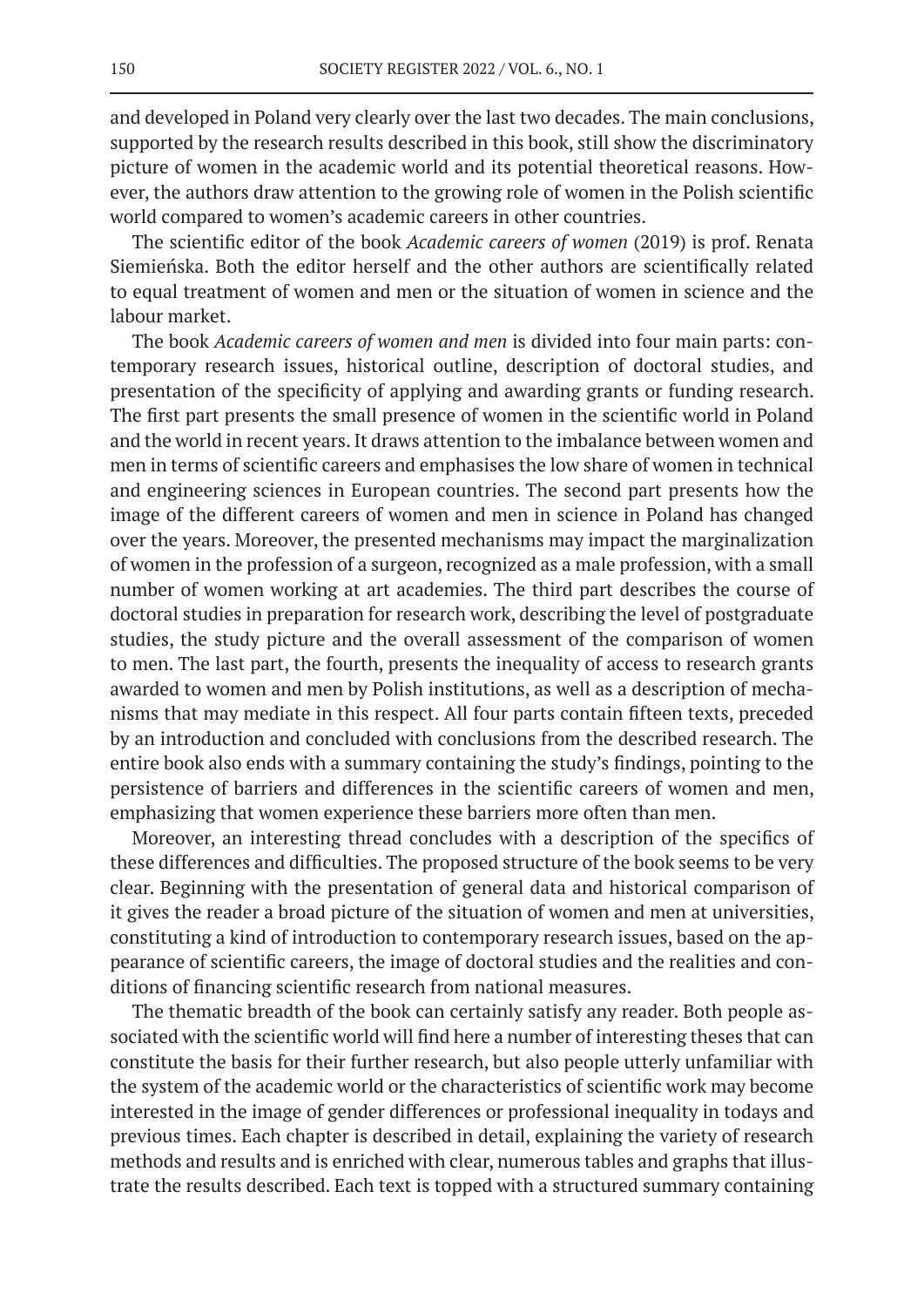and developed in Poland very clearly over the last two decades. The main conclusions, supported by the research results described in this book, still show the discriminatory picture of women in the academic world and its potential theoretical reasons. However, the authors draw attention to the growing role of women in the Polish scientific world compared to women's academic careers in other countries.

The scientific editor of the book *Academic careers of women* (2019) is prof. Renata Siemieńska. Both the editor herself and the other authors are scientifically related to equal treatment of women and men or the situation of women in science and the labour market.

The book *Academic careers of women and men* is divided into four main parts: contemporary research issues, historical outline, description of doctoral studies, and presentation of the specificity of applying and awarding grants or funding research. The first part presents the small presence of women in the scientific world in Poland and the world in recent years. It draws attention to the imbalance between women and men in terms of scientific careers and emphasises the low share of women in technical and engineering sciences in European countries. The second part presents how the image of the different careers of women and men in science in Poland has changed over the years. Moreover, the presented mechanisms may impact the marginalization of women in the profession of a surgeon, recognized as a male profession, with a small number of women working at art academies. The third part describes the course of doctoral studies in preparation for research work, describing the level of postgraduate studies, the study picture and the overall assessment of the comparison of women to men. The last part, the fourth, presents the inequality of access to research grants awarded to women and men by Polish institutions, as well as a description of mechanisms that may mediate in this respect. All four parts contain fifteen texts, preceded by an introduction and concluded with conclusions from the described research. The entire book also ends with a summary containing the study's findings, pointing to the persistence of barriers and differences in the scientific careers of women and men, emphasizing that women experience these barriers more often than men.

Moreover, an interesting thread concludes with a description of the specifics of these differences and difficulties. The proposed structure of the book seems to be very clear. Beginning with the presentation of general data and historical comparison of it gives the reader a broad picture of the situation of women and men at universities, constituting a kind of introduction to contemporary research issues, based on the appearance of scientific careers, the image of doctoral studies and the realities and conditions of financing scientific research from national measures.

The thematic breadth of the book can certainly satisfy any reader. Both people associated with the scientific world will find here a number of interesting theses that can constitute the basis for their further research, but also people utterly unfamiliar with the system of the academic world or the characteristics of scientific work may become interested in the image of gender differences or professional inequality in todays and previous times. Each chapter is described in detail, explaining the variety of research methods and results and is enriched with clear, numerous tables and graphs that illustrate the results described. Each text is topped with a structured summary containing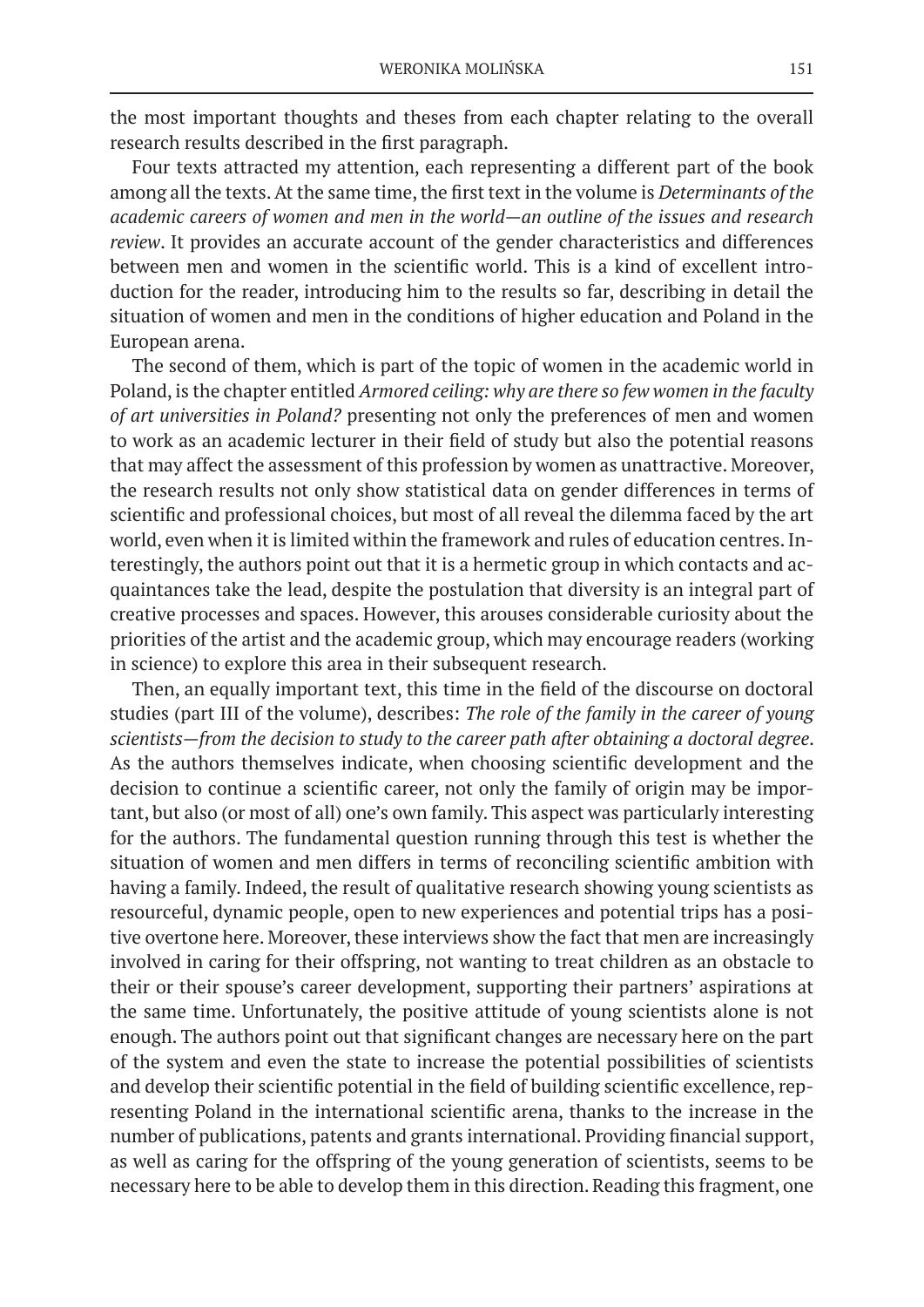the most important thoughts and theses from each chapter relating to the overall research results described in the first paragraph.

Four texts attracted my attention, each representing a different part of the book among all the texts. At the same time, the first text in the volume is *Determinants of the academic careers of women and men in the world—an outline of the issues and research review*. It provides an accurate account of the gender characteristics and differences between men and women in the scientific world. This is a kind of excellent introduction for the reader, introducing him to the results so far, describing in detail the situation of women and men in the conditions of higher education and Poland in the European arena.

The second of them, which is part of the topic of women in the academic world in Poland, is the chapter entitled *Armored ceiling: why are there so few women in the faculty of art universities in Poland?* presenting not only the preferences of men and women to work as an academic lecturer in their field of study but also the potential reasons that may affect the assessment of this profession by women as unattractive. Moreover, the research results not only show statistical data on gender differences in terms of scientific and professional choices, but most of all reveal the dilemma faced by the art world, even when it is limited within the framework and rules of education centres. Interestingly, the authors point out that it is a hermetic group in which contacts and acquaintances take the lead, despite the postulation that diversity is an integral part of creative processes and spaces. However, this arouses considerable curiosity about the priorities of the artist and the academic group, which may encourage readers (working in science) to explore this area in their subsequent research.

Then, an equally important text, this time in the field of the discourse on doctoral studies (part III of the volume), describes: *The role of the family in the career of young scientists—from the decision to study to the career path after obtaining a doctoral degree*. As the authors themselves indicate, when choosing scientific development and the decision to continue a scientific career, not only the family of origin may be important, but also (or most of all) one's own family. This aspect was particularly interesting for the authors. The fundamental question running through this test is whether the situation of women and men differs in terms of reconciling scientific ambition with having a family. Indeed, the result of qualitative research showing young scientists as resourceful, dynamic people, open to new experiences and potential trips has a positive overtone here. Moreover, these interviews show the fact that men are increasingly involved in caring for their offspring, not wanting to treat children as an obstacle to their or their spouse's career development, supporting their partners' aspirations at the same time. Unfortunately, the positive attitude of young scientists alone is not enough. The authors point out that significant changes are necessary here on the part of the system and even the state to increase the potential possibilities of scientists and develop their scientific potential in the field of building scientific excellence, representing Poland in the international scientific arena, thanks to the increase in the number of publications, patents and grants international. Providing financial support, as well as caring for the offspring of the young generation of scientists, seems to be necessary here to be able to develop them in this direction. Reading this fragment, one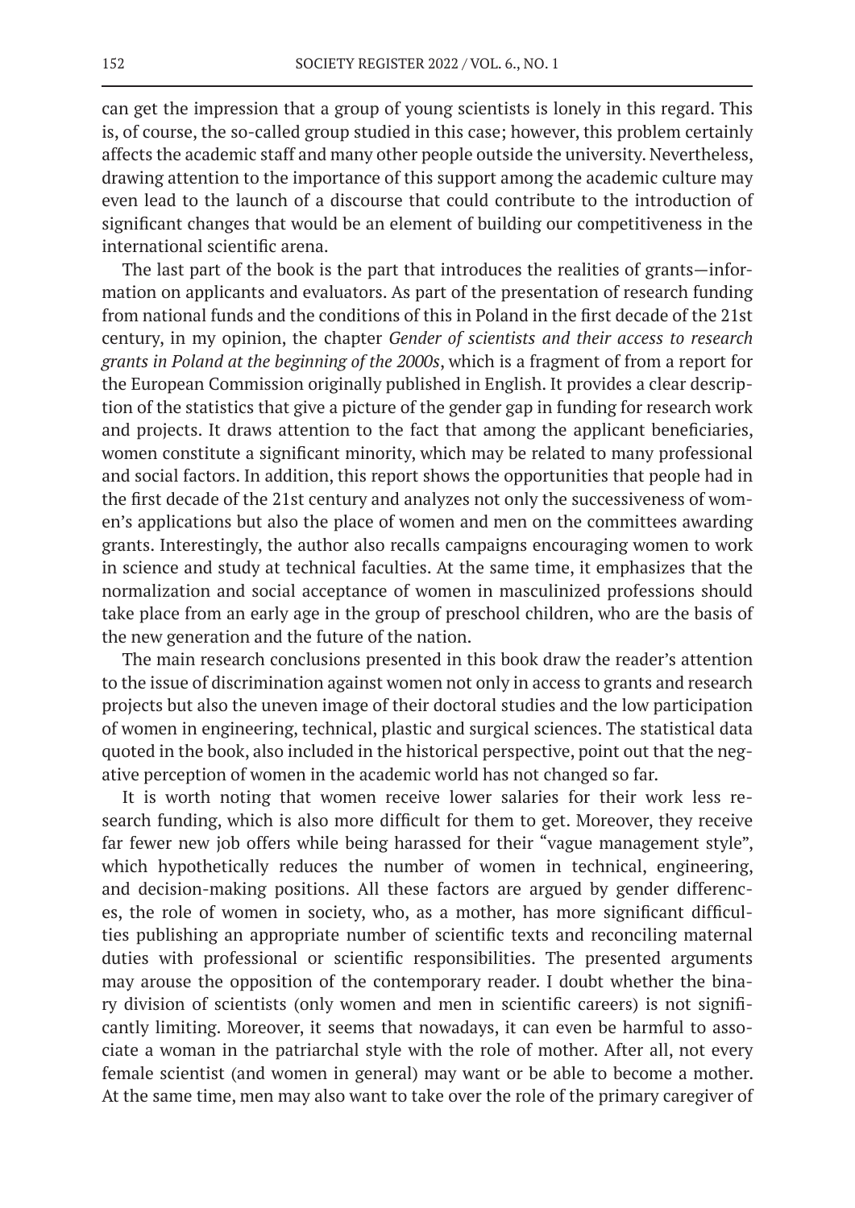can get the impression that a group of young scientists is lonely in this regard. This is, of course, the so-called group studied in this case; however, this problem certainly affects the academic staff and many other people outside the university. Nevertheless, drawing attention to the importance of this support among the academic culture may even lead to the launch of a discourse that could contribute to the introduction of significant changes that would be an element of building our competitiveness in the international scientific arena.

The last part of the book is the part that introduces the realities of grants—information on applicants and evaluators. As part of the presentation of research funding from national funds and the conditions of this in Poland in the first decade of the 21st century, in my opinion, the chapter *Gender of scientists and their access to research grants in Poland at the beginning of the 2000s*, which is a fragment of from a report for the European Commission originally published in English. It provides a clear description of the statistics that give a picture of the gender gap in funding for research work and projects. It draws attention to the fact that among the applicant beneficiaries, women constitute a significant minority, which may be related to many professional and social factors. In addition, this report shows the opportunities that people had in the first decade of the 21st century and analyzes not only the successiveness of women's applications but also the place of women and men on the committees awarding grants. Interestingly, the author also recalls campaigns encouraging women to work in science and study at technical faculties. At the same time, it emphasizes that the normalization and social acceptance of women in masculinized professions should take place from an early age in the group of preschool children, who are the basis of the new generation and the future of the nation.

The main research conclusions presented in this book draw the reader's attention to the issue of discrimination against women not only in access to grants and research projects but also the uneven image of their doctoral studies and the low participation of women in engineering, technical, plastic and surgical sciences. The statistical data quoted in the book, also included in the historical perspective, point out that the negative perception of women in the academic world has not changed so far.

It is worth noting that women receive lower salaries for their work less research funding, which is also more difficult for them to get. Moreover, they receive far fewer new job offers while being harassed for their "vague management style", which hypothetically reduces the number of women in technical, engineering, and decision-making positions. All these factors are argued by gender differences, the role of women in society, who, as a mother, has more significant difficulties publishing an appropriate number of scientific texts and reconciling maternal duties with professional or scientific responsibilities. The presented arguments may arouse the opposition of the contemporary reader. I doubt whether the binary division of scientists (only women and men in scientific careers) is not significantly limiting. Moreover, it seems that nowadays, it can even be harmful to associate a woman in the patriarchal style with the role of mother. After all, not every female scientist (and women in general) may want or be able to become a mother. At the same time, men may also want to take over the role of the primary caregiver of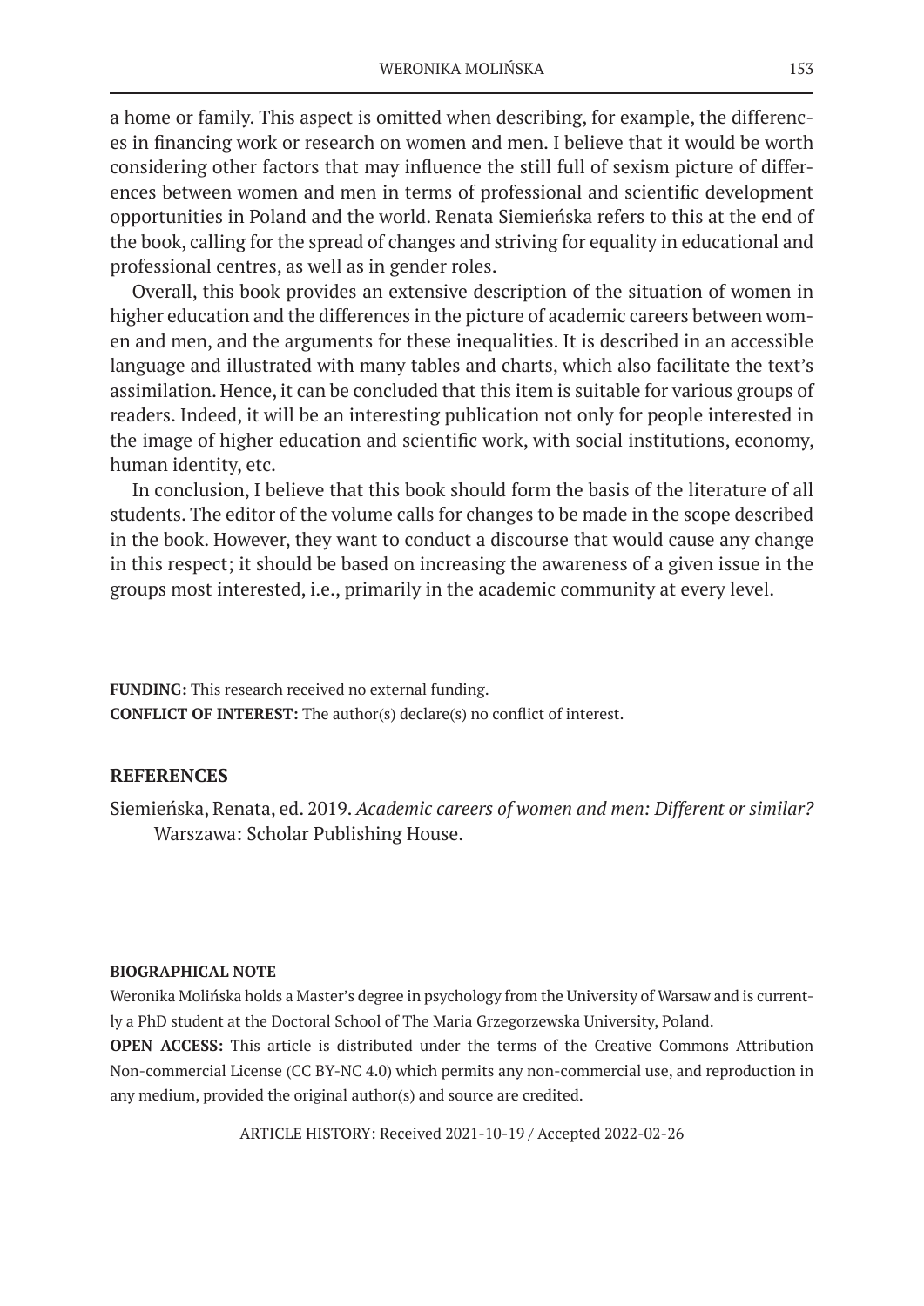a home or family. This aspect is omitted when describing, for example, the differences in financing work or research on women and men. I believe that it would be worth considering other factors that may influence the still full of sexism picture of differences between women and men in terms of professional and scientific development opportunities in Poland and the world. Renata Siemieńska refers to this at the end of the book, calling for the spread of changes and striving for equality in educational and professional centres, as well as in gender roles.

Overall, this book provides an extensive description of the situation of women in higher education and the differences in the picture of academic careers between women and men, and the arguments for these inequalities. It is described in an accessible language and illustrated with many tables and charts, which also facilitate the text's assimilation. Hence, it can be concluded that this item is suitable for various groups of readers. Indeed, it will be an interesting publication not only for people interested in the image of higher education and scientific work, with social institutions, economy, human identity, etc.

In conclusion, I believe that this book should form the basis of the literature of all students. The editor of the volume calls for changes to be made in the scope described in the book. However, they want to conduct a discourse that would cause any change in this respect; it should be based on increasing the awareness of a given issue in the groups most interested, i.e., primarily in the academic community at every level.

**FUNDING:** This research received no external funding.
**CONFLICT OF INTEREST:** The author(s) declare(s) no conflict of interest.

## REFERENCES

Siemieńska, Renata, ed. 2019. *Academic careers of women and men: Different or similar?* Warszawa: Scholar Publishing House.

#### BIOGRAPHICAL NOTE

Weronika Molińska holds a Master's degree in psychology from the University of Warsaw and is currently a PhD student at the Doctoral School of The Maria Grzegorzewska University, Poland.

**OPEN ACCESS:** This article is distributed under the terms of the Creative Commons Attribution Non-commercial License (CC BY-NC 4.0) which permits any non-commercial use, and reproduction in any medium, provided the original author(s) and source are credited.

ARTICLE HISTORY: Received 2021-10-19 / Accepted 2022-02-26